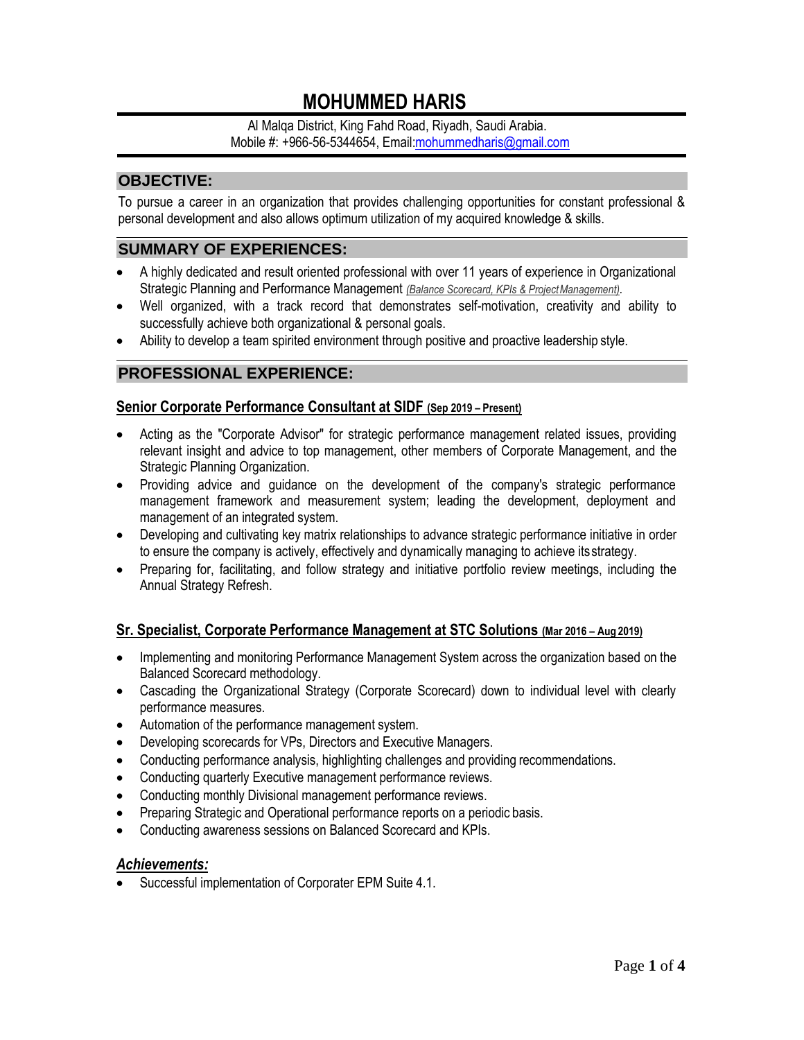# MOHUMMED HARIS

Al Malqa District, King Fahd Road, Riyadh, Saudi Arabia.
Mobile #: +966-56-5344654, Email:mohummedharis@gmail.com

## OBJECTIVE:

To pursue a career in an organization that provides challenging opportunities for constant professional & personal development and also allows optimum utilization of my acquired knowledge & skills.

## SUMMARY OF EXPERIENCES:

- A highly dedicated and result oriented professional with over 11 years of experience in Organizational Strategic Planning and Performance Management *(Balance Scorecard, KPIs & Project Management)*.
- Well organized, with a track record that demonstrates self-motivation, creativity and ability to successfully achieve both organizational & personal goals.
- Ability to develop a team spirited environment through positive and proactive leadership style.

## PROFESSIONAL EXPERIENCE:

### Senior Corporate Performance Consultant at SIDF (Sep 2019 – Present)

- Acting as the "Corporate Advisor" for strategic performance management related issues, providing relevant insight and advice to top management, other members of Corporate Management, and the Strategic Planning Organization.
- Providing advice and guidance on the development of the company's strategic performance management framework and measurement system; leading the development, deployment and management of an integrated system.
- Developing and cultivating key matrix relationships to advance strategic performance initiative in order to ensure the company is actively, effectively and dynamically managing to achieve its strategy.
- Preparing for, facilitating, and follow strategy and initiative portfolio review meetings, including the Annual Strategy Refresh.

### Sr. Specialist, Corporate Performance Management at STC Solutions (Mar 2016 – Aug 2019)

- Implementing and monitoring Performance Management System across the organization based on the Balanced Scorecard methodology.
- Cascading the Organizational Strategy (Corporate Scorecard) down to individual level with clearly performance measures.
- Automation of the performance management system.
- Developing scorecards for VPs, Directors and Executive Managers.
- Conducting performance analysis, highlighting challenges and providing recommendations.
- Conducting quarterly Executive management performance reviews.
- Conducting monthly Divisional management performance reviews.
- Preparing Strategic and Operational performance reports on a periodic basis.
- Conducting awareness sessions on Balanced Scorecard and KPIs.

***Achievements:***

- Successful implementation of Corporater EPM Suite 4.1.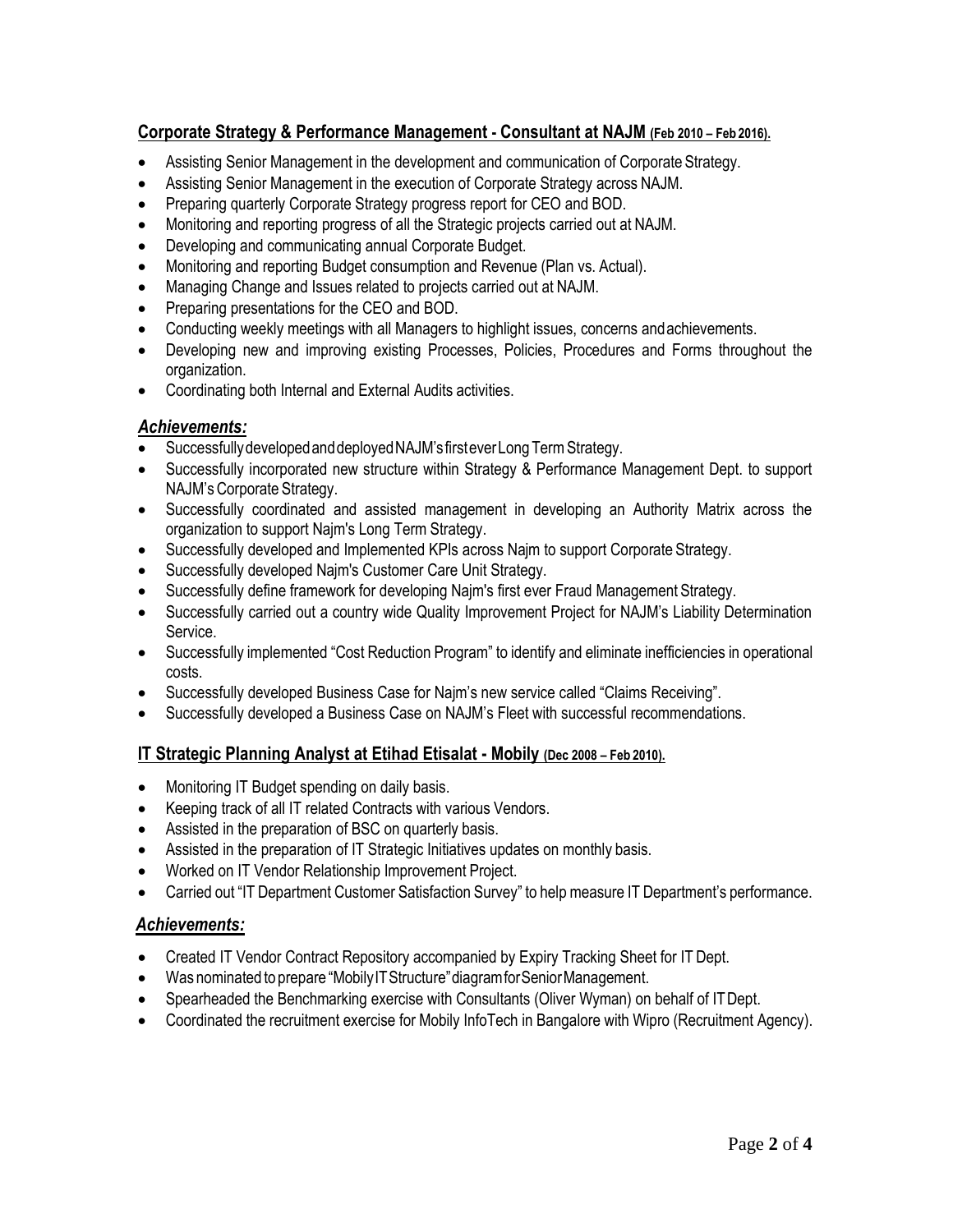## Corporate Strategy & Performance Management - Consultant at NAJM (Feb 2010 – Feb 2016).

- Assisting Senior Management in the development and communication of Corporate Strategy.
- Assisting Senior Management in the execution of Corporate Strategy across NAJM.
- Preparing quarterly Corporate Strategy progress report for CEO and BOD.
- Monitoring and reporting progress of all the Strategic projects carried out at NAJM.
- Developing and communicating annual Corporate Budget.
- Monitoring and reporting Budget consumption and Revenue (Plan vs. Actual).
- Managing Change and Issues related to projects carried out at NAJM.
- Preparing presentations for the CEO and BOD.
- Conducting weekly meetings with all Managers to highlight issues, concerns and achievements.
- Developing new and improving existing Processes, Policies, Procedures and Forms throughout the organization.
- Coordinating both Internal and External Audits activities.

### *Achievements:*

- Successfully developed and deployed NAJM's first ever Long Term Strategy.
- Successfully incorporated new structure within Strategy & Performance Management Dept. to support NAJM's Corporate Strategy.
- Successfully coordinated and assisted management in developing an Authority Matrix across the organization to support Najm's Long Term Strategy.
- Successfully developed and Implemented KPIs across Najm to support Corporate Strategy.
- Successfully developed Najm's Customer Care Unit Strategy.
- Successfully define framework for developing Najm's first ever Fraud Management Strategy.
- Successfully carried out a country wide Quality Improvement Project for NAJM's Liability Determination Service.
- Successfully implemented "Cost Reduction Program" to identify and eliminate inefficiencies in operational costs.
- Successfully developed Business Case for Najm's new service called "Claims Receiving".
- Successfully developed a Business Case on NAJM's Fleet with successful recommendations.

## IT Strategic Planning Analyst at Etihad Etisalat - Mobily (Dec 2008 – Feb 2010).

- Monitoring IT Budget spending on daily basis.
- Keeping track of all IT related Contracts with various Vendors.
- Assisted in the preparation of BSC on quarterly basis.
- Assisted in the preparation of IT Strategic Initiatives updates on monthly basis.
- Worked on IT Vendor Relationship Improvement Project.
- Carried out "IT Department Customer Satisfaction Survey" to help measure IT Department's performance.

### *Achievements:*

- Created IT Vendor Contract Repository accompanied by Expiry Tracking Sheet for IT Dept.
- Was nominated to prepare "Mobily IT Structure" diagram for Senior Management.
- Spearheaded the Benchmarking exercise with Consultants (Oliver Wyman) on behalf of IT Dept.
- Coordinated the recruitment exercise for Mobily InfoTech in Bangalore with Wipro (Recruitment Agency).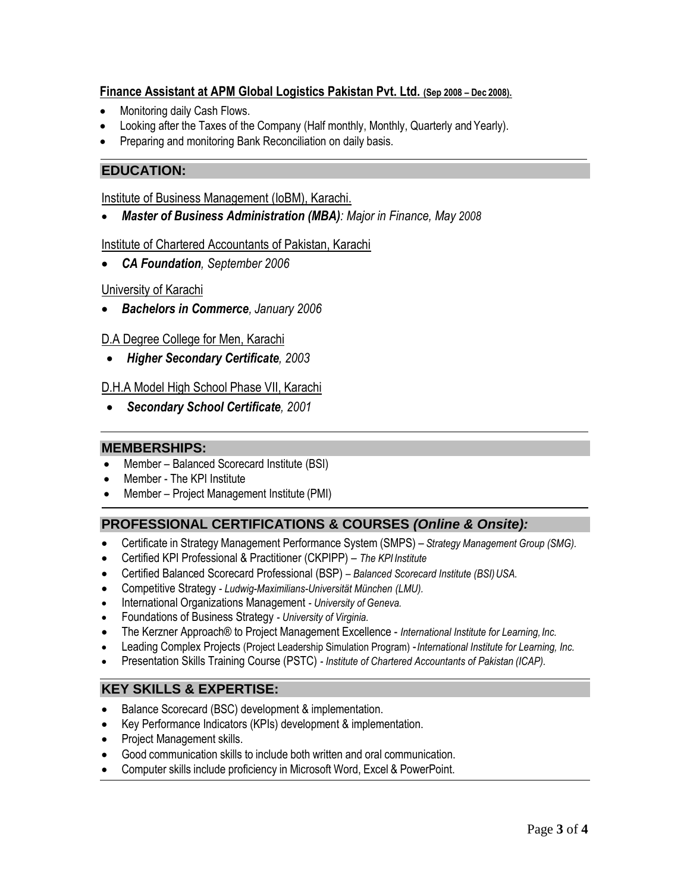### **Finance Assistant at APM Global Logistics Pakistan Pvt. Ltd.** (Sep 2008 – Dec 2008).

- Monitoring daily Cash Flows.
- Looking after the Taxes of the Company (Half monthly, Monthly, Quarterly and Yearly).
- Preparing and monitoring Bank Reconciliation on daily basis.

## EDUCATION:

Institute of Business Management (IoBM), Karachi.

- ***Master of Business Administration (MBA)****: Major in Finance, May 2008*

Institute of Chartered Accountants of Pakistan, Karachi

- ***CA Foundation****, September 2006*

University of Karachi

- ***Bachelors in Commerce****, January 2006*

D.A Degree College for Men, Karachi

- ***Higher Secondary Certificate****, 2003*

D.H.A Model High School Phase VII, Karachi

- ***Secondary School Certificate****, 2001*

## MEMBERSHIPS:

- Member – Balanced Scorecard Institute (BSI)
- Member - The KPI Institute
- Member – Project Management Institute (PMI)

## PROFESSIONAL CERTIFICATIONS & COURSES *(Online & Onsite):*

- Certificate in Strategy Management Performance System (SMPS) – *Strategy Management Group (SMG).*
- Certified KPI Professional & Practitioner (CKPIPP) – *The KPI Institute*
- Certified Balanced Scorecard Professional (BSP) – *Balanced Scorecard Institute (BSI) USA.*
- Competitive Strategy - *Ludwig-Maximilians-Universität München (LMU).*
- International Organizations Management - *University of Geneva.*
- Foundations of Business Strategy - *University of Virginia.*
- The Kerzner Approach® to Project Management Excellence - *International Institute for Learning, Inc.*
- Leading Complex Projects (Project Leadership Simulation Program) - *International Institute for Learning, Inc.*
- Presentation Skills Training Course (PSTC) - *Institute of Chartered Accountants of Pakistan (ICAP).*

## KEY SKILLS & EXPERTISE:

- Balance Scorecard (BSC) development & implementation.
- Key Performance Indicators (KPIs) development & implementation.
- Project Management skills.
- Good communication skills to include both written and oral communication.
- Computer skills include proficiency in Microsoft Word, Excel & PowerPoint.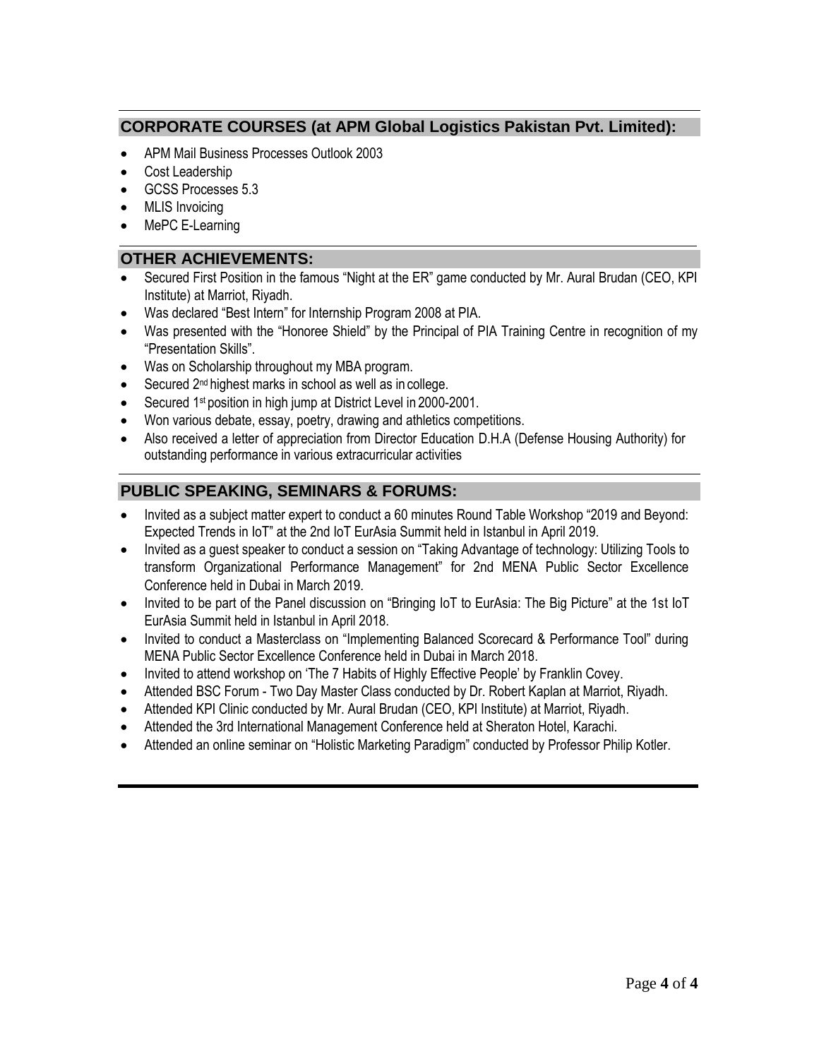## CORPORATE COURSES (at APM Global Logistics Pakistan Pvt. Limited):

- APM Mail Business Processes Outlook 2003
- Cost Leadership
- GCSS Processes 5.3
- MLIS Invoicing
- MePC E-Learning

## OTHER ACHIEVEMENTS:

- Secured First Position in the famous "Night at the ER" game conducted by Mr. Aural Brudan (CEO, KPI Institute) at Marriot, Riyadh.
- Was declared "Best Intern" for Internship Program 2008 at PIA.
- Was presented with the "Honoree Shield" by the Principal of PIA Training Centre in recognition of my "Presentation Skills".
- Was on Scholarship throughout my MBA program.
- Secured 2nd highest marks in school as well as in college.
- Secured 1st position in high jump at District Level in 2000-2001.
- Won various debate, essay, poetry, drawing and athletics competitions.
- Also received a letter of appreciation from Director Education D.H.A (Defense Housing Authority) for outstanding performance in various extracurricular activities

## PUBLIC SPEAKING, SEMINARS & FORUMS:

- Invited as a subject matter expert to conduct a 60 minutes Round Table Workshop "2019 and Beyond: Expected Trends in IoT" at the 2nd IoT EurAsia Summit held in Istanbul in April 2019.
- Invited as a guest speaker to conduct a session on "Taking Advantage of technology: Utilizing Tools to transform Organizational Performance Management" for 2nd MENA Public Sector Excellence Conference held in Dubai in March 2019.
- Invited to be part of the Panel discussion on "Bringing IoT to EurAsia: The Big Picture" at the 1st IoT EurAsia Summit held in Istanbul in April 2018.
- Invited to conduct a Masterclass on "Implementing Balanced Scorecard & Performance Tool" during MENA Public Sector Excellence Conference held in Dubai in March 2018.
- Invited to attend workshop on 'The 7 Habits of Highly Effective People' by Franklin Covey.
- Attended BSC Forum - Two Day Master Class conducted by Dr. Robert Kaplan at Marriot, Riyadh.
- Attended KPI Clinic conducted by Mr. Aural Brudan (CEO, KPI Institute) at Marriot, Riyadh.
- Attended the 3rd International Management Conference held at Sheraton Hotel, Karachi.
- Attended an online seminar on "Holistic Marketing Paradigm" conducted by Professor Philip Kotler.